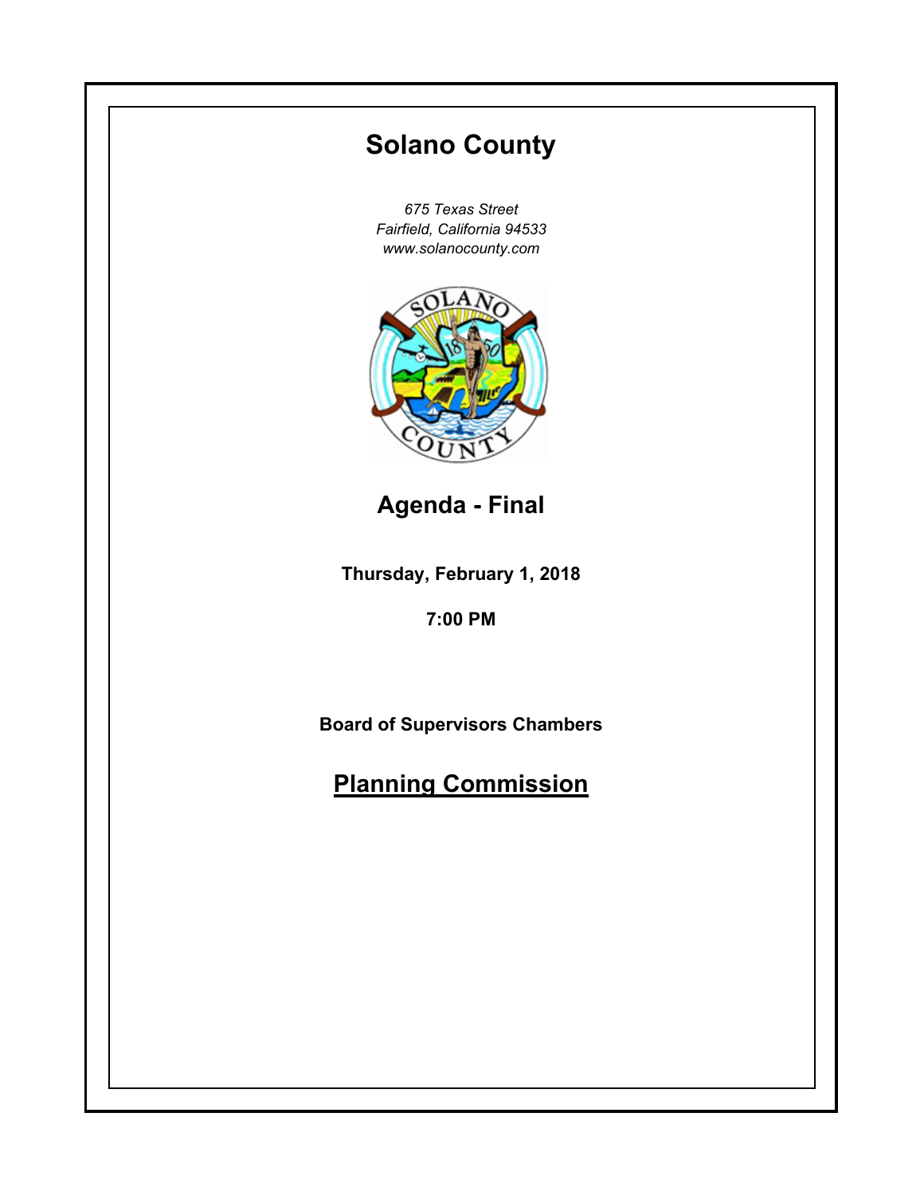# Solano County

*675 Texas Street*
*Fairfield, California 94533*
*www.solanocounty.com*

## Agenda - Final

**Thursday, February 1, 2018**

**7:00 PM**

**Board of Supervisors Chambers**

## Planning Commission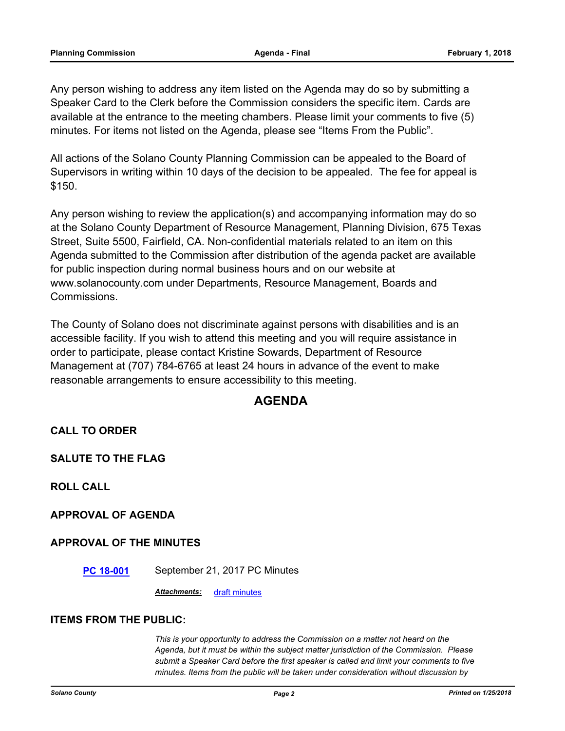Any person wishing to address any item listed on the Agenda may do so by submitting a Speaker Card to the Clerk before the Commission considers the specific item. Cards are available at the entrance to the meeting chambers. Please limit your comments to five (5) minutes. For items not listed on the Agenda, please see “Items From the Public”.

All actions of the Solano County Planning Commission can be appealed to the Board of Supervisors in writing within 10 days of the decision to be appealed. The fee for appeal is $150.

Any person wishing to review the application(s) and accompanying information may do so at the Solano County Department of Resource Management, Planning Division, 675 Texas Street, Suite 5500, Fairfield, CA. Non-confidential materials related to an item on this Agenda submitted to the Commission after distribution of the agenda packet are available for public inspection during normal business hours and on our website at www.solanocounty.com under Departments, Resource Management, Boards and Commissions.

The County of Solano does not discriminate against persons with disabilities and is an accessible facility. If you wish to attend this meeting and you will require assistance in order to participate, please contact Kristine Sowards, Department of Resource Management at (707) 784-6765 at least 24 hours in advance of the event to make reasonable arrangements to ensure accessibility to this meeting.

## AGENDA

**CALL TO ORDER**

**SALUTE TO THE FLAG**

**ROLL CALL**

**APPROVAL OF AGENDA**

**APPROVAL OF THE MINUTES**

**PC 18-001** September 21, 2017 PC Minutes

***Attachments:*** draft minutes

**ITEMS FROM THE PUBLIC:**

*This is your opportunity to address the Commission on a matter not heard on the Agenda, but it must be within the subject matter jurisdiction of the Commission. Please submit a Speaker Card before the first speaker is called and limit your comments to five minutes. Items from the public will be taken under consideration without discussion by*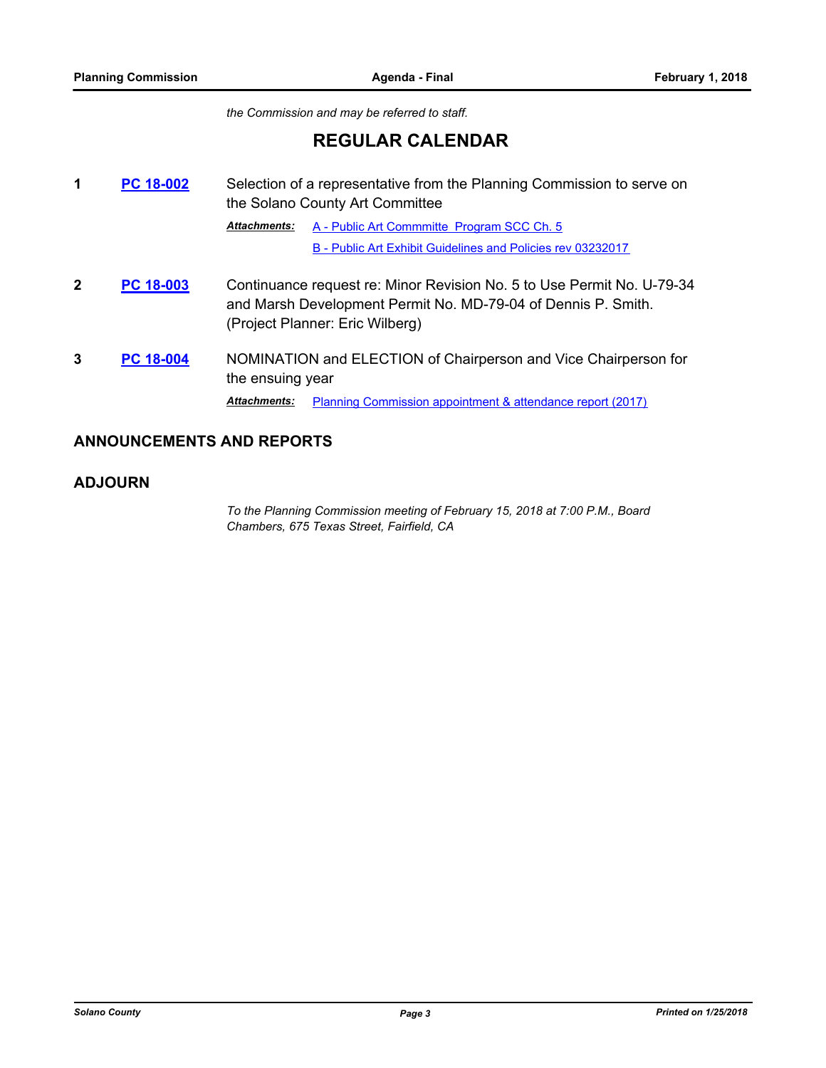*the Commission and may be referred to staff.*

## REGULAR CALENDAR

**1** **PC 18-002** Selection of a representative from the Planning Commission to serve on the Solano County Art Committee

***Attachments:*** A - Public Art Commmitte Program SCC Ch. 5

B - Public Art Exhibit Guidelines and Policies rev 03232017

**2** **PC 18-003** Continuance request re: Minor Revision No. 5 to Use Permit No. U-79-34 and Marsh Development Permit No. MD-79-04 of Dennis P. Smith. (Project Planner: Eric Wilberg)

**3** **PC 18-004** NOMINATION and ELECTION of Chairperson and Vice Chairperson for the ensuing year

***Attachments:*** Planning Commission appointment & attendance report (2017)

### ANNOUNCEMENTS AND REPORTS

### ADJOURN

*To the Planning Commission meeting of February 15, 2018 at 7:00 P.M., Board Chambers, 675 Texas Street, Fairfield, CA*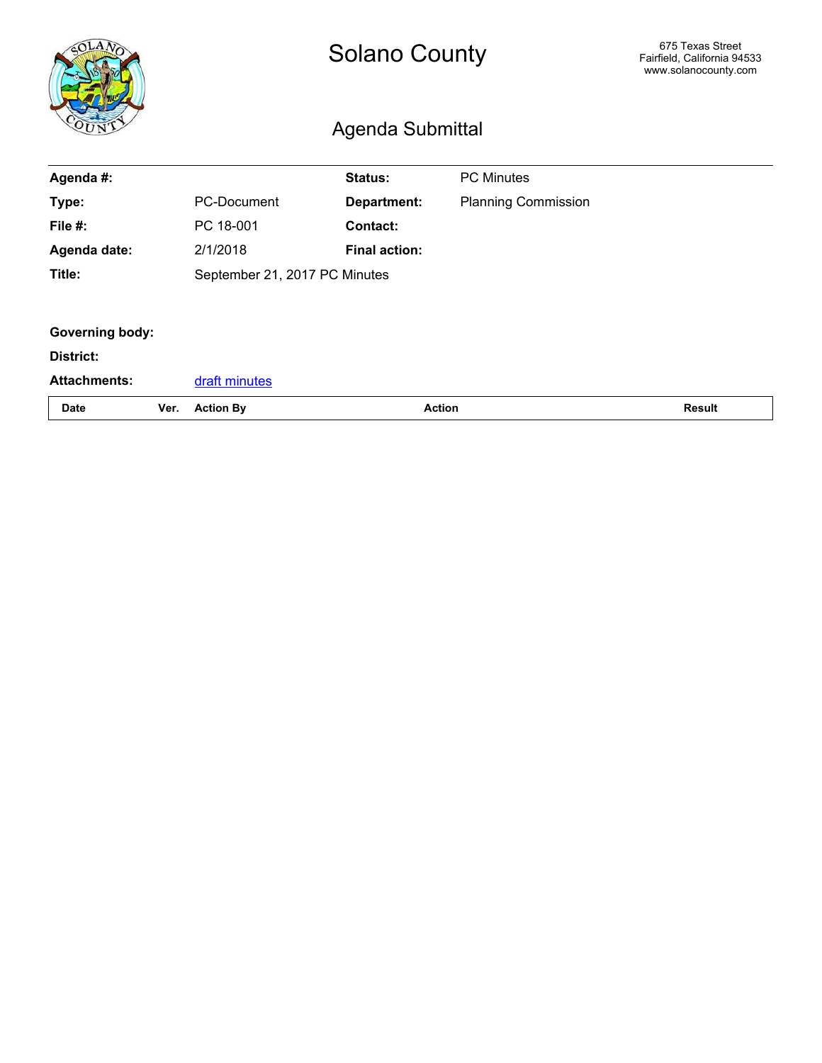# Solano County

675 Texas Street
Fairfield, California 94533
www.solanocounty.com

## Agenda Submittal

| | | | |
|---|---|---|---|
| **Agenda #:** | | **Status:** | PC Minutes |
| **Type:** | PC-Document | **Department:** | Planning Commission |
| **File #:** | PC 18-001 | **Contact:** | |
| **Agenda date:** | 2/1/2018 | **Final action:** | |
| **Title:** | September 21, 2017 PC Minutes | | |

**Governing body:**

**District:**

**Attachments:** draft minutes

| Date | Ver. | Action By | Action | Result |
|---|---|---|---|---|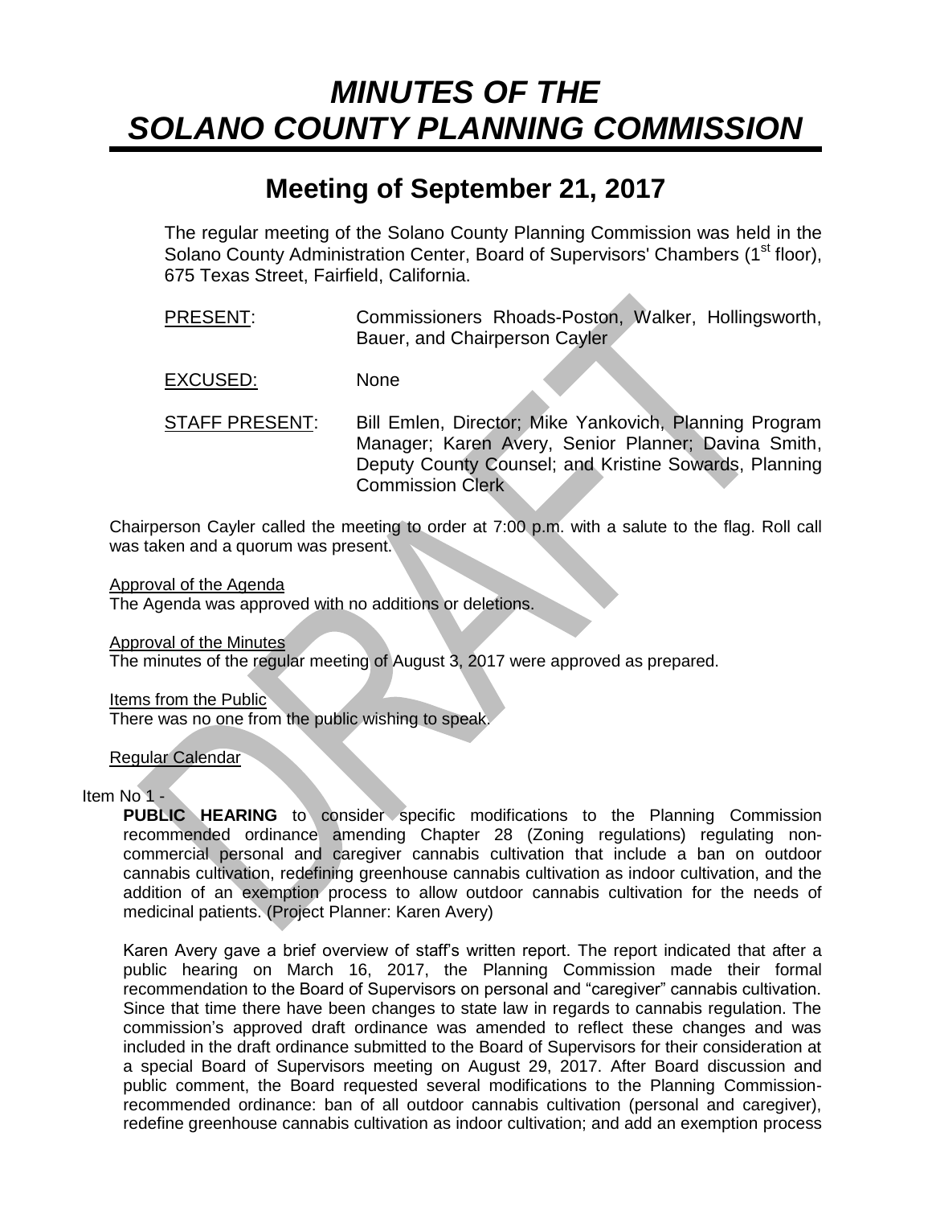# *MINUTES OF THE SOLANO COUNTY PLANNING COMMISSION*

## Meeting of September 21, 2017

The regular meeting of the Solano County Planning Commission was held in the Solano County Administration Center, Board of Supervisors' Chambers (1st floor), 675 Texas Street, Fairfield, California.

| | |
|---|---|
| PRESENT: | Commissioners Rhoads-Poston, Walker, Hollingsworth, Bauer, and Chairperson Cayler |
| EXCUSED: | None |
| STAFF PRESENT: | Bill Emlen, Director; Mike Yankovich, Planning Program Manager; Karen Avery, Senior Planner; Davina Smith, Deputy County Counsel; and Kristine Sowards, Planning Commission Clerk |

Chairperson Cayler called the meeting to order at 7:00 p.m. with a salute to the flag. Roll call was taken and a quorum was present.

Approval of the Agenda
The Agenda was approved with no additions or deletions.

Approval of the Minutes
The minutes of the regular meeting of August 3, 2017 were approved as prepared.

Items from the Public
There was no one from the public wishing to speak.

Regular Calendar

Item No 1 -

**PUBLIC HEARING** to consider specific modifications to the Planning Commission recommended ordinance amending Chapter 28 (Zoning regulations) regulating non-commercial personal and caregiver cannabis cultivation that include a ban on outdoor cannabis cultivation, redefining greenhouse cannabis cultivation as indoor cultivation, and the addition of an exemption process to allow outdoor cannabis cultivation for the needs of medicinal patients. (Project Planner: Karen Avery)

Karen Avery gave a brief overview of staff's written report. The report indicated that after a public hearing on March 16, 2017, the Planning Commission made their formal recommendation to the Board of Supervisors on personal and "caregiver" cannabis cultivation. Since that time there have been changes to state law in regards to cannabis regulation. The commission's approved draft ordinance was amended to reflect these changes and was included in the draft ordinance submitted to the Board of Supervisors for their consideration at a special Board of Supervisors meeting on August 29, 2017. After Board discussion and public comment, the Board requested several modifications to the Planning Commission-recommended ordinance: ban of all outdoor cannabis cultivation (personal and caregiver), redefine greenhouse cannabis cultivation as indoor cultivation; and add an exemption process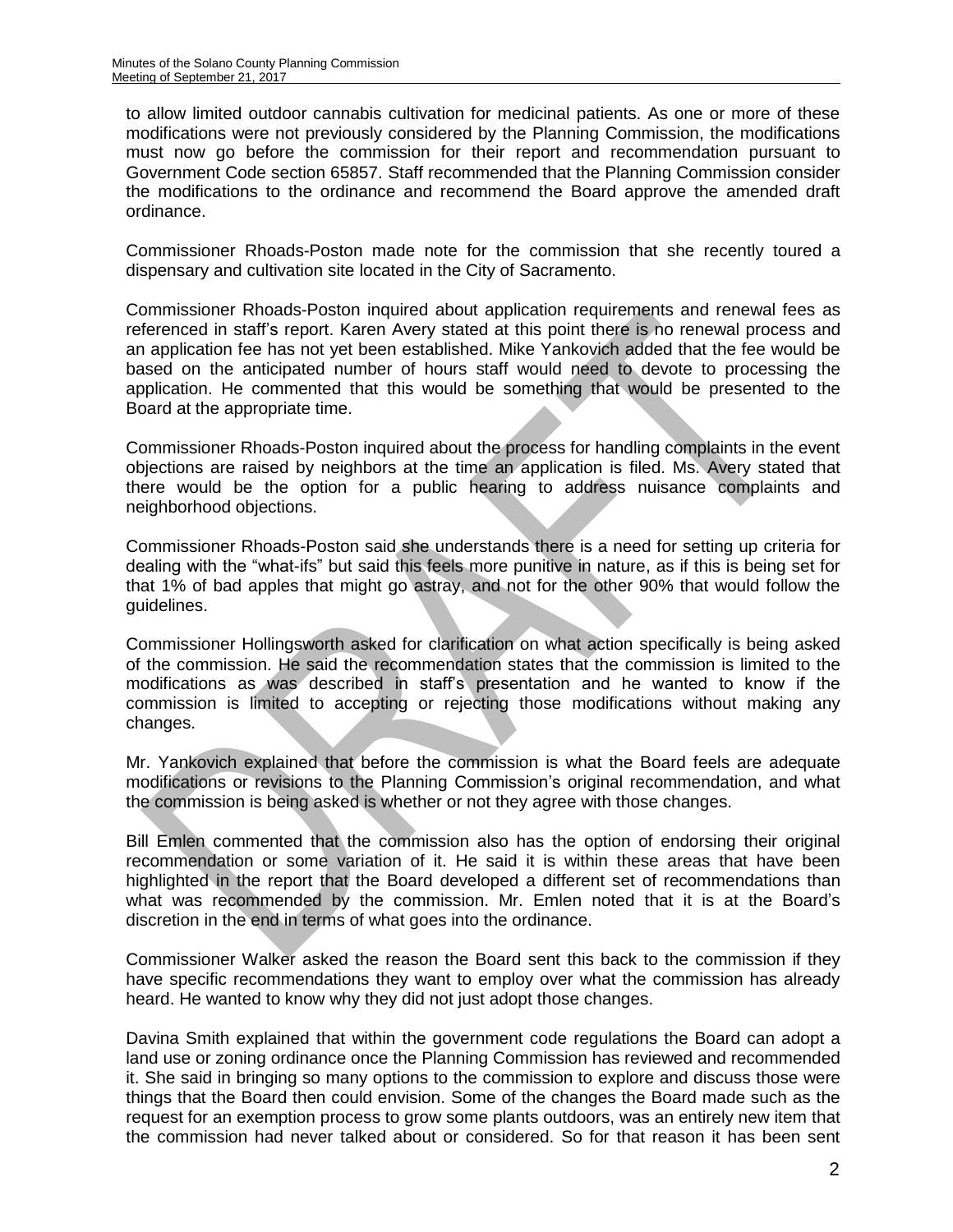to allow limited outdoor cannabis cultivation for medicinal patients. As one or more of these modifications were not previously considered by the Planning Commission, the modifications must now go before the commission for their report and recommendation pursuant to Government Code section 65857. Staff recommended that the Planning Commission consider the modifications to the ordinance and recommend the Board approve the amended draft ordinance.

Commissioner Rhoads-Poston made note for the commission that she recently toured a dispensary and cultivation site located in the City of Sacramento.

Commissioner Rhoads-Poston inquired about application requirements and renewal fees as referenced in staff's report. Karen Avery stated at this point there is no renewal process and an application fee has not yet been established. Mike Yankovich added that the fee would be based on the anticipated number of hours staff would need to devote to processing the application. He commented that this would be something that would be presented to the Board at the appropriate time.

Commissioner Rhoads-Poston inquired about the process for handling complaints in the event objections are raised by neighbors at the time an application is filed. Ms. Avery stated that there would be the option for a public hearing to address nuisance complaints and neighborhood objections.

Commissioner Rhoads-Poston said she understands there is a need for setting up criteria for dealing with the "what-ifs" but said this feels more punitive in nature, as if this is being set for that 1% of bad apples that might go astray, and not for the other 90% that would follow the guidelines.

Commissioner Hollingsworth asked for clarification on what action specifically is being asked of the commission. He said the recommendation states that the commission is limited to the modifications as was described in staff's presentation and he wanted to know if the commission is limited to accepting or rejecting those modifications without making any changes.

Mr. Yankovich explained that before the commission is what the Board feels are adequate modifications or revisions to the Planning Commission's original recommendation, and what the commission is being asked is whether or not they agree with those changes.

Bill Emlen commented that the commission also has the option of endorsing their original recommendation or some variation of it. He said it is within these areas that have been highlighted in the report that the Board developed a different set of recommendations than what was recommended by the commission. Mr. Emlen noted that it is at the Board's discretion in the end in terms of what goes into the ordinance.

Commissioner Walker asked the reason the Board sent this back to the commission if they have specific recommendations they want to employ over what the commission has already heard. He wanted to know why they did not just adopt those changes.

Davina Smith explained that within the government code regulations the Board can adopt a land use or zoning ordinance once the Planning Commission has reviewed and recommended it. She said in bringing so many options to the commission to explore and discuss those were things that the Board then could envision. Some of the changes the Board made such as the request for an exemption process to grow some plants outdoors, was an entirely new item that the commission had never talked about or considered. So for that reason it has been sent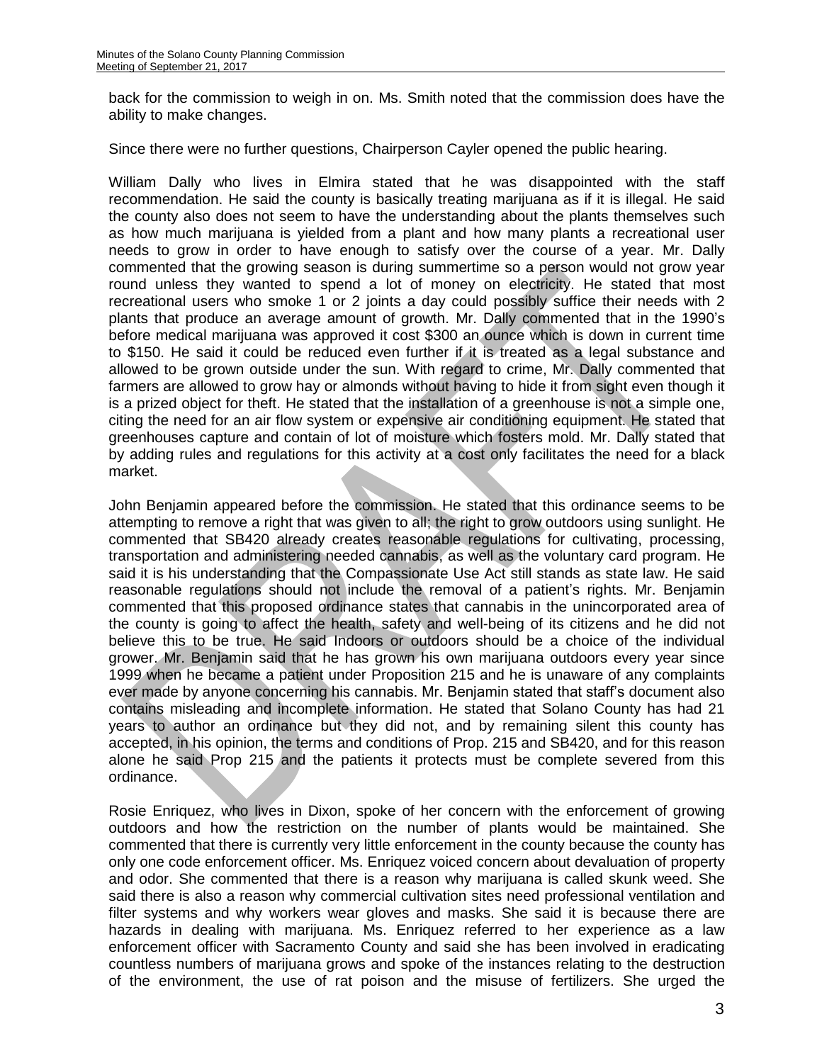back for the commission to weigh in on. Ms. Smith noted that the commission does have the ability to make changes.

Since there were no further questions, Chairperson Cayler opened the public hearing.

William Dally who lives in Elmira stated that he was disappointed with the staff recommendation. He said the county is basically treating marijuana as if it is illegal. He said the county also does not seem to have the understanding about the plants themselves such as how much marijuana is yielded from a plant and how many plants a recreational user needs to grow in order to have enough to satisfy over the course of a year. Mr. Dally commented that the growing season is during summertime so a person would not grow year round unless they wanted to spend a lot of money on electricity. He stated that most recreational users who smoke 1 or 2 joints a day could possibly suffice their needs with 2 plants that produce an average amount of growth. Mr. Dally commented that in the 1990's before medical marijuana was approved it cost $300 an ounce which is down in current time to $150. He said it could be reduced even further if it is treated as a legal substance and allowed to be grown outside under the sun. With regard to crime, Mr. Dally commented that farmers are allowed to grow hay or almonds without having to hide it from sight even though it is a prized object for theft. He stated that the installation of a greenhouse is not a simple one, citing the need for an air flow system or expensive air conditioning equipment. He stated that greenhouses capture and contain of lot of moisture which fosters mold. Mr. Dally stated that by adding rules and regulations for this activity at a cost only facilitates the need for a black market.

John Benjamin appeared before the commission. He stated that this ordinance seems to be attempting to remove a right that was given to all; the right to grow outdoors using sunlight. He commented that SB420 already creates reasonable regulations for cultivating, processing, transportation and administering needed cannabis, as well as the voluntary card program. He said it is his understanding that the Compassionate Use Act still stands as state law. He said reasonable regulations should not include the removal of a patient's rights. Mr. Benjamin commented that this proposed ordinance states that cannabis in the unincorporated area of the county is going to affect the health, safety and well-being of its citizens and he did not believe this to be true. He said Indoors or outdoors should be a choice of the individual grower. Mr. Benjamin said that he has grown his own marijuana outdoors every year since 1999 when he became a patient under Proposition 215 and he is unaware of any complaints ever made by anyone concerning his cannabis. Mr. Benjamin stated that staff's document also contains misleading and incomplete information. He stated that Solano County has had 21 years to author an ordinance but they did not, and by remaining silent this county has accepted, in his opinion, the terms and conditions of Prop. 215 and SB420, and for this reason alone he said Prop 215 and the patients it protects must be complete severed from this ordinance.

Rosie Enriquez, who lives in Dixon, spoke of her concern with the enforcement of growing outdoors and how the restriction on the number of plants would be maintained. She commented that there is currently very little enforcement in the county because the county has only one code enforcement officer. Ms. Enriquez voiced concern about devaluation of property and odor. She commented that there is a reason why marijuana is called skunk weed. She said there is also a reason why commercial cultivation sites need professional ventilation and filter systems and why workers wear gloves and masks. She said it is because there are hazards in dealing with marijuana. Ms. Enriquez referred to her experience as a law enforcement officer with Sacramento County and said she has been involved in eradicating countless numbers of marijuana grows and spoke of the instances relating to the destruction of the environment, the use of rat poison and the misuse of fertilizers. She urged the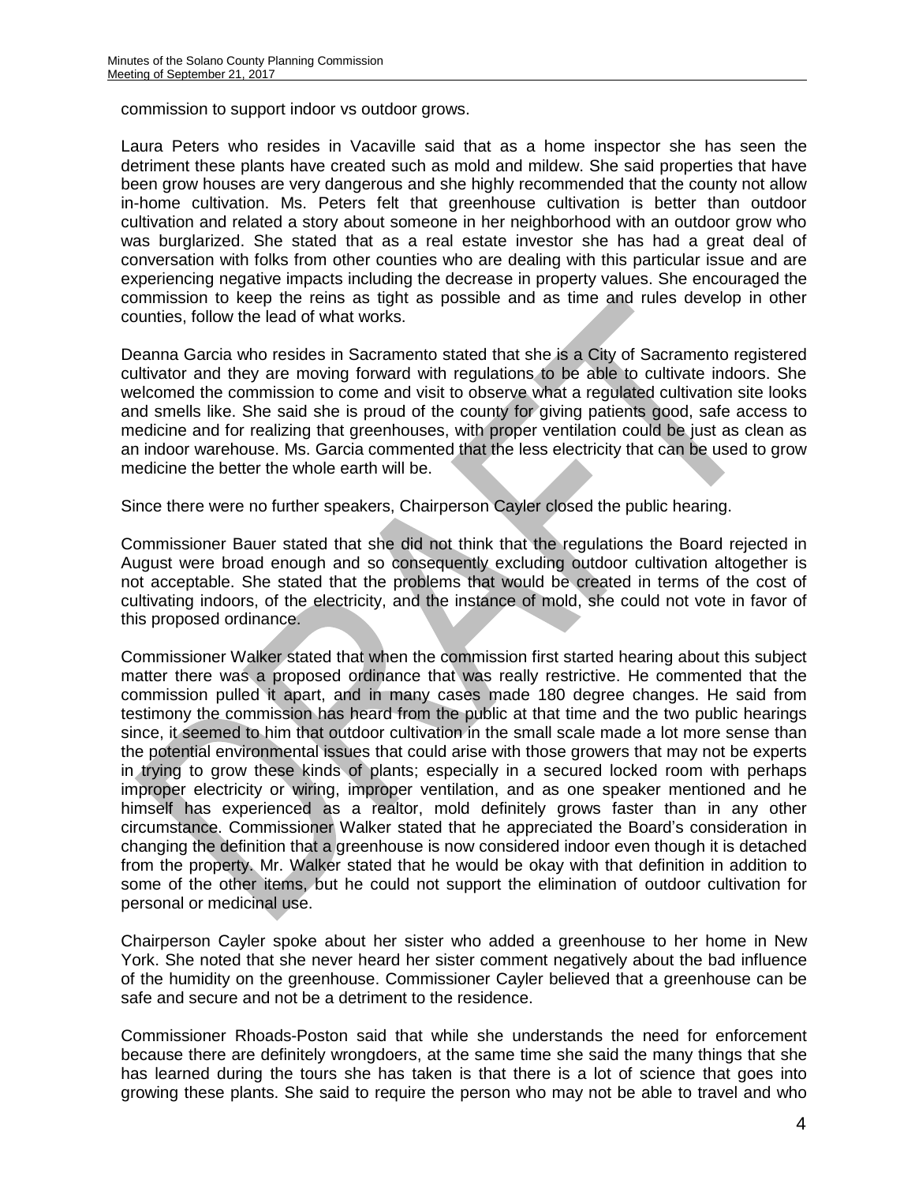commission to support indoor vs outdoor grows.

Laura Peters who resides in Vacaville said that as a home inspector she has seen the detriment these plants have created such as mold and mildew. She said properties that have been grow houses are very dangerous and she highly recommended that the county not allow in-home cultivation. Ms. Peters felt that greenhouse cultivation is better than outdoor cultivation and related a story about someone in her neighborhood with an outdoor grow who was burglarized. She stated that as a real estate investor she has had a great deal of conversation with folks from other counties who are dealing with this particular issue and are experiencing negative impacts including the decrease in property values. She encouraged the commission to keep the reins as tight as possible and as time and rules develop in other counties, follow the lead of what works.

Deanna Garcia who resides in Sacramento stated that she is a City of Sacramento registered cultivator and they are moving forward with regulations to be able to cultivate indoors. She welcomed the commission to come and visit to observe what a regulated cultivation site looks and smells like. She said she is proud of the county for giving patients good, safe access to medicine and for realizing that greenhouses, with proper ventilation could be just as clean as an indoor warehouse. Ms. Garcia commented that the less electricity that can be used to grow medicine the better the whole earth will be.

Since there were no further speakers, Chairperson Cayler closed the public hearing.

Commissioner Bauer stated that she did not think that the regulations the Board rejected in August were broad enough and so consequently excluding outdoor cultivation altogether is not acceptable. She stated that the problems that would be created in terms of the cost of cultivating indoors, of the electricity, and the instance of mold, she could not vote in favor of this proposed ordinance.

Commissioner Walker stated that when the commission first started hearing about this subject matter there was a proposed ordinance that was really restrictive. He commented that the commission pulled it apart, and in many cases made 180 degree changes. He said from testimony the commission has heard from the public at that time and the two public hearings since, it seemed to him that outdoor cultivation in the small scale made a lot more sense than the potential environmental issues that could arise with those growers that may not be experts in trying to grow these kinds of plants; especially in a secured locked room with perhaps improper electricity or wiring, improper ventilation, and as one speaker mentioned and he himself has experienced as a realtor, mold definitely grows faster than in any other circumstance. Commissioner Walker stated that he appreciated the Board's consideration in changing the definition that a greenhouse is now considered indoor even though it is detached from the property. Mr. Walker stated that he would be okay with that definition in addition to some of the other items, but he could not support the elimination of outdoor cultivation for personal or medicinal use.

Chairperson Cayler spoke about her sister who added a greenhouse to her home in New York. She noted that she never heard her sister comment negatively about the bad influence of the humidity on the greenhouse. Commissioner Cayler believed that a greenhouse can be safe and secure and not be a detriment to the residence.

Commissioner Rhoads-Poston said that while she understands the need for enforcement because there are definitely wrongdoers, at the same time she said the many things that she has learned during the tours she has taken is that there is a lot of science that goes into growing these plants. She said to require the person who may not be able to travel and who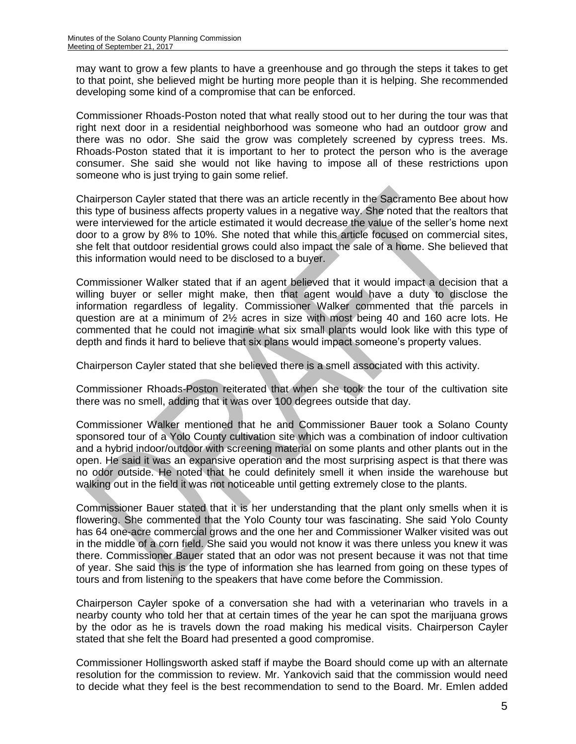may want to grow a few plants to have a greenhouse and go through the steps it takes to get to that point, she believed might be hurting more people than it is helping. She recommended developing some kind of a compromise that can be enforced.

Commissioner Rhoads-Poston noted that what really stood out to her during the tour was that right next door in a residential neighborhood was someone who had an outdoor grow and there was no odor. She said the grow was completely screened by cypress trees. Ms. Rhoads-Poston stated that it is important to her to protect the person who is the average consumer. She said she would not like having to impose all of these restrictions upon someone who is just trying to gain some relief.

Chairperson Cayler stated that there was an article recently in the Sacramento Bee about how this type of business affects property values in a negative way. She noted that the realtors that were interviewed for the article estimated it would decrease the value of the seller's home next door to a grow by 8% to 10%. She noted that while this article focused on commercial sites, she felt that outdoor residential grows could also impact the sale of a home. She believed that this information would need to be disclosed to a buyer.

Commissioner Walker stated that if an agent believed that it would impact a decision that a willing buyer or seller might make, then that agent would have a duty to disclose the information regardless of legality. Commissioner Walker commented that the parcels in question are at a minimum of 2½ acres in size with most being 40 and 160 acre lots. He commented that he could not imagine what six small plants would look like with this type of depth and finds it hard to believe that six plans would impact someone's property values.

Chairperson Cayler stated that she believed there is a smell associated with this activity.

Commissioner Rhoads-Poston reiterated that when she took the tour of the cultivation site there was no smell, adding that it was over 100 degrees outside that day.

Commissioner Walker mentioned that he and Commissioner Bauer took a Solano County sponsored tour of a Yolo County cultivation site which was a combination of indoor cultivation and a hybrid indoor/outdoor with screening material on some plants and other plants out in the open. He said it was an expansive operation and the most surprising aspect is that there was no odor outside. He noted that he could definitely smell it when inside the warehouse but walking out in the field it was not noticeable until getting extremely close to the plants.

Commissioner Bauer stated that it is her understanding that the plant only smells when it is flowering. She commented that the Yolo County tour was fascinating. She said Yolo County has 64 one-acre commercial grows and the one her and Commissioner Walker visited was out in the middle of a corn field. She said you would not know it was there unless you knew it was there. Commissioner Bauer stated that an odor was not present because it was not that time of year. She said this is the type of information she has learned from going on these types of tours and from listening to the speakers that have come before the Commission.

Chairperson Cayler spoke of a conversation she had with a veterinarian who travels in a nearby county who told her that at certain times of the year he can spot the marijuana grows by the odor as he is travels down the road making his medical visits. Chairperson Cayler stated that she felt the Board had presented a good compromise.

Commissioner Hollingsworth asked staff if maybe the Board should come up with an alternate resolution for the commission to review. Mr. Yankovich said that the commission would need to decide what they feel is the best recommendation to send to the Board. Mr. Emlen added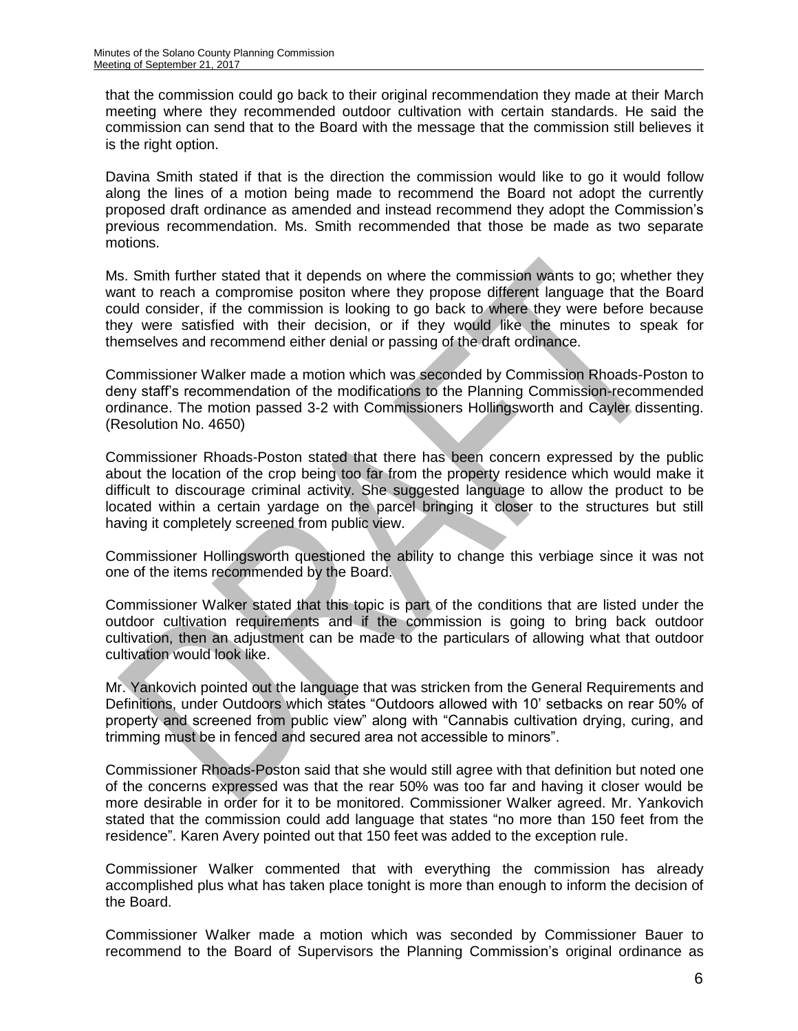that the commission could go back to their original recommendation they made at their March meeting where they recommended outdoor cultivation with certain standards. He said the commission can send that to the Board with the message that the commission still believes it is the right option.

Davina Smith stated if that is the direction the commission would like to go it would follow along the lines of a motion being made to recommend the Board not adopt the currently proposed draft ordinance as amended and instead recommend they adopt the Commission's previous recommendation. Ms. Smith recommended that those be made as two separate motions.

Ms. Smith further stated that it depends on where the commission wants to go; whether they want to reach a compromise positon where they propose different language that the Board could consider, if the commission is looking to go back to where they were before because they were satisfied with their decision, or if they would like the minutes to speak for themselves and recommend either denial or passing of the draft ordinance.

Commissioner Walker made a motion which was seconded by Commission Rhoads-Poston to deny staff's recommendation of the modifications to the Planning Commission-recommended ordinance. The motion passed 3-2 with Commissioners Hollingsworth and Cayler dissenting. (Resolution No. 4650)

Commissioner Rhoads-Poston stated that there has been concern expressed by the public about the location of the crop being too far from the property residence which would make it difficult to discourage criminal activity. She suggested language to allow the product to be located within a certain yardage on the parcel bringing it closer to the structures but still having it completely screened from public view.

Commissioner Hollingsworth questioned the ability to change this verbiage since it was not one of the items recommended by the Board.

Commissioner Walker stated that this topic is part of the conditions that are listed under the outdoor cultivation requirements and if the commission is going to bring back outdoor cultivation, then an adjustment can be made to the particulars of allowing what that outdoor cultivation would look like.

Mr. Yankovich pointed out the language that was stricken from the General Requirements and Definitions, under Outdoors which states "Outdoors allowed with 10' setbacks on rear 50% of property and screened from public view" along with "Cannabis cultivation drying, curing, and trimming must be in fenced and secured area not accessible to minors".

Commissioner Rhoads-Poston said that she would still agree with that definition but noted one of the concerns expressed was that the rear 50% was too far and having it closer would be more desirable in order for it to be monitored. Commissioner Walker agreed. Mr. Yankovich stated that the commission could add language that states "no more than 150 feet from the residence". Karen Avery pointed out that 150 feet was added to the exception rule.

Commissioner Walker commented that with everything the commission has already accomplished plus what has taken place tonight is more than enough to inform the decision of the Board.

Commissioner Walker made a motion which was seconded by Commissioner Bauer to recommend to the Board of Supervisors the Planning Commission's original ordinance as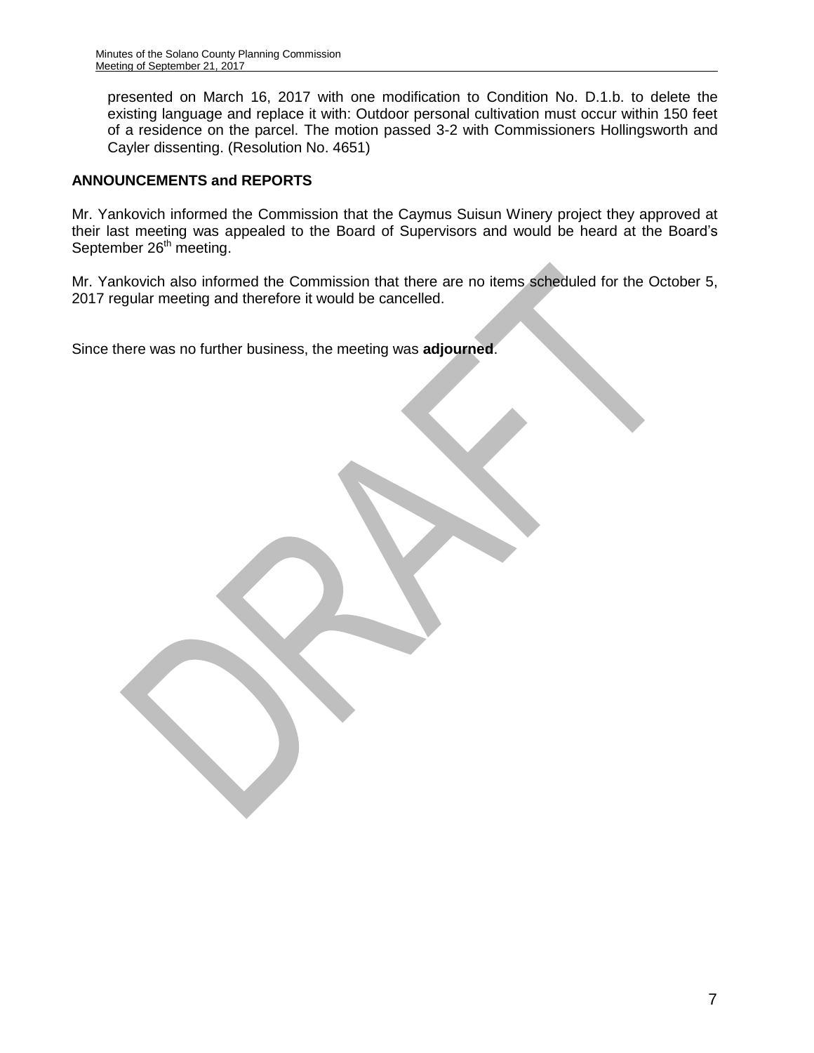presented on March 16, 2017 with one modification to Condition No. D.1.b. to delete the existing language and replace it with: Outdoor personal cultivation must occur within 150 feet of a residence on the parcel. The motion passed 3-2 with Commissioners Hollingsworth and Cayler dissenting. (Resolution No. 4651)

**ANNOUNCEMENTS and REPORTS**

Mr. Yankovich informed the Commission that the Caymus Suisun Winery project they approved at their last meeting was appealed to the Board of Supervisors and would be heard at the Board's September 26th meeting.

Mr. Yankovich also informed the Commission that there are no items scheduled for the October 5, 2017 regular meeting and therefore it would be cancelled.

Since there was no further business, the meeting was **adjourned**.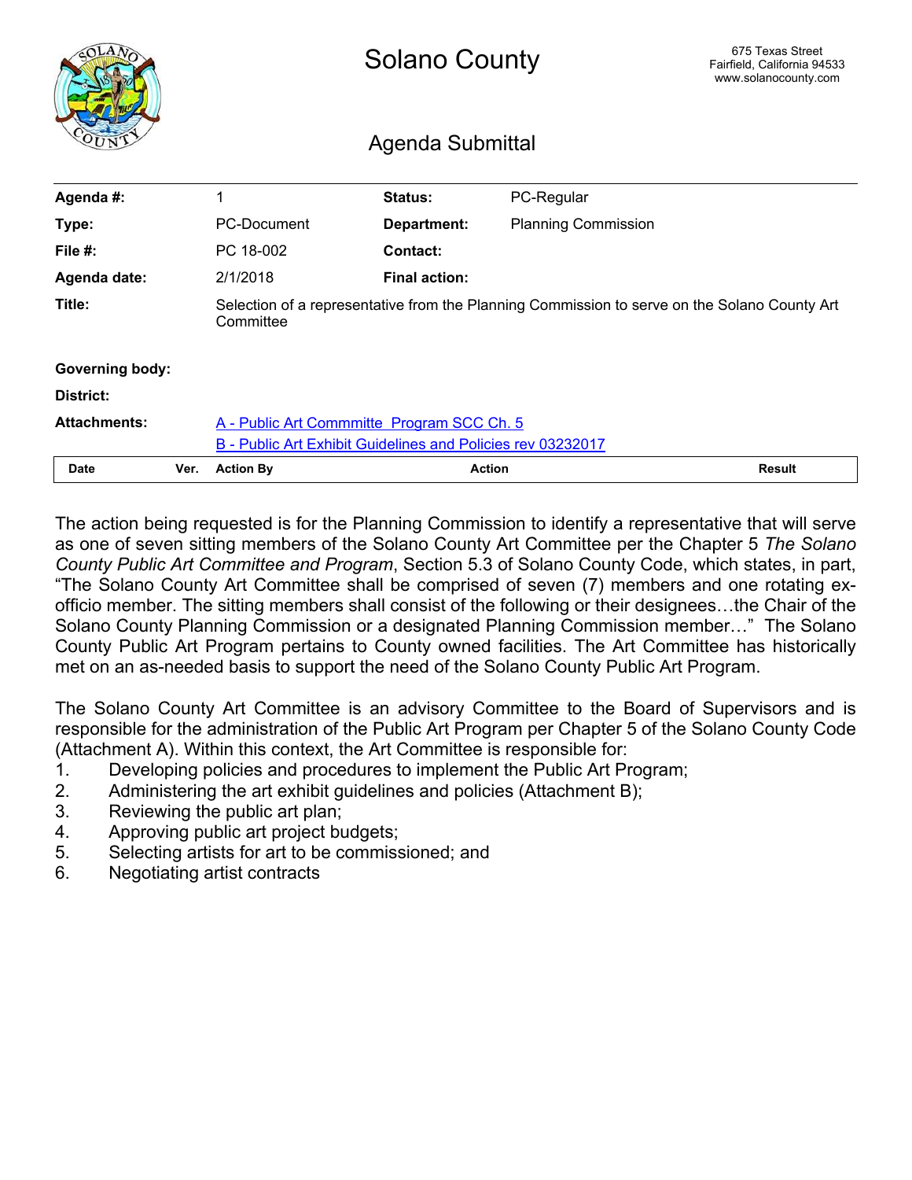# Solano County

675 Texas Street
Fairfield, California 94533
www.solanocounty.com

## Agenda Submittal

| | | | |
|---|---|---|---|
| **Agenda #:** | 1 | **Status:** | PC-Regular |
| **Type:** | PC-Document | **Department:** | Planning Commission |
| **File #:** | PC 18-002 | **Contact:** | |
| **Agenda date:** | 2/1/2018 | **Final action:** | |
| **Title:** | Selection of a representative from the Planning Commission to serve on the Solano County Art Committee | | |
| **Governing body:** | | | |
| **District:** | | | |
| **Attachments:** | A - Public Art Commmitte  Program SCC Ch. 5<br>B - Public Art Exhibit Guidelines and Policies rev 03232017 | | |

| Date | Ver. | Action By | Action | Result |
|---|---|---|---|---|

The action being requested is for the Planning Commission to identify a representative that will serve as one of seven sitting members of the Solano County Art Committee per the Chapter 5 *The Solano County Public Art Committee and Program*, Section 5.3 of Solano County Code, which states, in part, "The Solano County Art Committee shall be comprised of seven (7) members and one rotating ex-officio member. The sitting members shall consist of the following or their designees…the Chair of the Solano County Planning Commission or a designated Planning Commission member…" The Solano County Public Art Program pertains to County owned facilities. The Art Committee has historically met on an as-needed basis to support the need of the Solano County Public Art Program.

The Solano County Art Committee is an advisory Committee to the Board of Supervisors and is responsible for the administration of the Public Art Program per Chapter 5 of the Solano County Code (Attachment A). Within this context, the Art Committee is responsible for:

1. Developing policies and procedures to implement the Public Art Program;
2. Administering the art exhibit guidelines and policies (Attachment B);
3. Reviewing the public art plan;
4. Approving public art project budgets;
5. Selecting artists for art to be commissioned; and
6. Negotiating artist contracts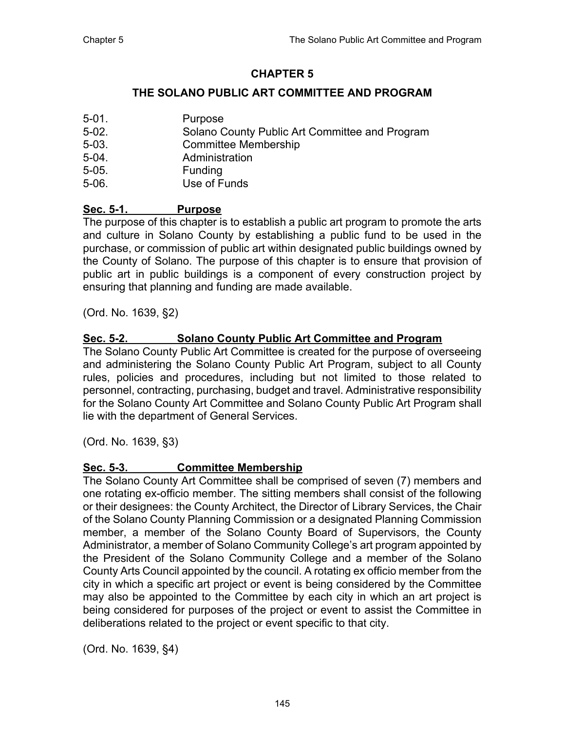# CHAPTER 5

## THE SOLANO PUBLIC ART COMMITTEE AND PROGRAM

| | |
|---|---|
| 5-01. | Purpose |
| 5-02. | Solano County Public Art Committee and Program |
| 5-03. | Committee Membership |
| 5-04. | Administration |
| 5-05. | Funding |
| 5-06. | Use of Funds |

### Sec. 5-1. Purpose

The purpose of this chapter is to establish a public art program to promote the arts and culture in Solano County by establishing a public fund to be used in the purchase, or commission of public art within designated public buildings owned by the County of Solano. The purpose of this chapter is to ensure that provision of public art in public buildings is a component of every construction project by ensuring that planning and funding are made available.

(Ord. No. 1639, §2)

### Sec. 5-2. Solano County Public Art Committee and Program

The Solano County Public Art Committee is created for the purpose of overseeing and administering the Solano County Public Art Program, subject to all County rules, policies and procedures, including but not limited to those related to personnel, contracting, purchasing, budget and travel. Administrative responsibility for the Solano County Art Committee and Solano County Public Art Program shall lie with the department of General Services.

(Ord. No. 1639, §3)

### Sec. 5-3. Committee Membership

The Solano County Art Committee shall be comprised of seven (7) members and one rotating ex-officio member. The sitting members shall consist of the following or their designees: the County Architect, the Director of Library Services, the Chair of the Solano County Planning Commission or a designated Planning Commission member, a member of the Solano County Board of Supervisors, the County Administrator, a member of Solano Community College's art program appointed by the President of the Solano Community College and a member of the Solano County Arts Council appointed by the council. A rotating ex officio member from the city in which a specific art project or event is being considered by the Committee may also be appointed to the Committee by each city in which an art project is being considered for purposes of the project or event to assist the Committee in deliberations related to the project or event specific to that city.

(Ord. No. 1639, §4)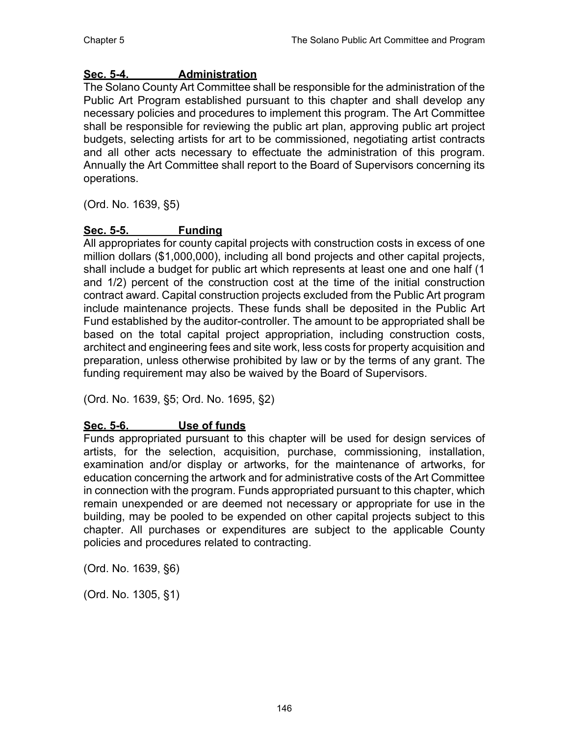### Sec. 5-4. Administration

The Solano County Art Committee shall be responsible for the administration of the Public Art Program established pursuant to this chapter and shall develop any necessary policies and procedures to implement this program. The Art Committee shall be responsible for reviewing the public art plan, approving public art project budgets, selecting artists for art to be commissioned, negotiating artist contracts and all other acts necessary to effectuate the administration of this program. Annually the Art Committee shall report to the Board of Supervisors concerning its operations.

(Ord. No. 1639, §5)

### Sec. 5-5. Funding

All appropriates for county capital projects with construction costs in excess of one million dollars ($1,000,000), including all bond projects and other capital projects, shall include a budget for public art which represents at least one and one half (1 and 1/2) percent of the construction cost at the time of the initial construction contract award. Capital construction projects excluded from the Public Art program include maintenance projects. These funds shall be deposited in the Public Art Fund established by the auditor-controller. The amount to be appropriated shall be based on the total capital project appropriation, including construction costs, architect and engineering fees and site work, less costs for property acquisition and preparation, unless otherwise prohibited by law or by the terms of any grant. The funding requirement may also be waived by the Board of Supervisors.

(Ord. No. 1639, §5; Ord. No. 1695, §2)

### Sec. 5-6. Use of funds

Funds appropriated pursuant to this chapter will be used for design services of artists, for the selection, acquisition, purchase, commissioning, installation, examination and/or display or artworks, for the maintenance of artworks, for education concerning the artwork and for administrative costs of the Art Committee in connection with the program. Funds appropriated pursuant to this chapter, which remain unexpended or are deemed not necessary or appropriate for use in the building, may be pooled to be expended on other capital projects subject to this chapter. All purchases or expenditures are subject to the applicable County policies and procedures related to contracting.

(Ord. No. 1639, §6)

(Ord. No. 1305, §1)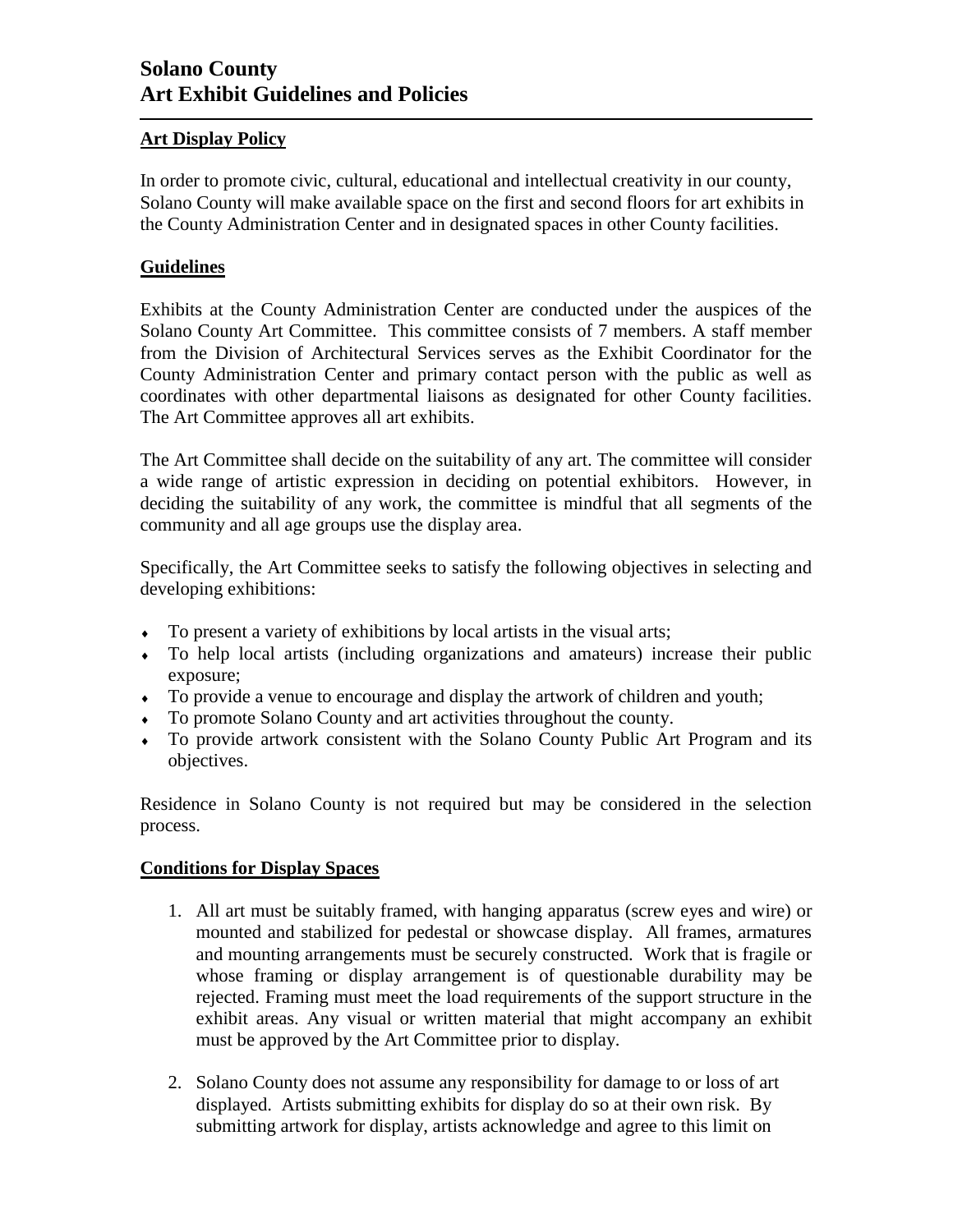# Solano County
# Art Exhibit Guidelines and Policies

## Art Display Policy

In order to promote civic, cultural, educational and intellectual creativity in our county, Solano County will make available space on the first and second floors for art exhibits in the County Administration Center and in designated spaces in other County facilities.

## Guidelines

Exhibits at the County Administration Center are conducted under the auspices of the Solano County Art Committee. This committee consists of 7 members. A staff member from the Division of Architectural Services serves as the Exhibit Coordinator for the County Administration Center and primary contact person with the public as well as coordinates with other departmental liaisons as designated for other County facilities. The Art Committee approves all art exhibits.

The Art Committee shall decide on the suitability of any art. The committee will consider a wide range of artistic expression in deciding on potential exhibitors. However, in deciding the suitability of any work, the committee is mindful that all segments of the community and all age groups use the display area.

Specifically, the Art Committee seeks to satisfy the following objectives in selecting and developing exhibitions:

- To present a variety of exhibitions by local artists in the visual arts;
- To help local artists (including organizations and amateurs) increase their public exposure;
- To provide a venue to encourage and display the artwork of children and youth;
- To promote Solano County and art activities throughout the county.
- To provide artwork consistent with the Solano County Public Art Program and its objectives.

Residence in Solano County is not required but may be considered in the selection process.

## Conditions for Display Spaces

1. All art must be suitably framed, with hanging apparatus (screw eyes and wire) or mounted and stabilized for pedestal or showcase display. All frames, armatures and mounting arrangements must be securely constructed. Work that is fragile or whose framing or display arrangement is of questionable durability may be rejected. Framing must meet the load requirements of the support structure in the exhibit areas. Any visual or written material that might accompany an exhibit must be approved by the Art Committee prior to display.

2. Solano County does not assume any responsibility for damage to or loss of art displayed. Artists submitting exhibits for display do so at their own risk. By submitting artwork for display, artists acknowledge and agree to this limit on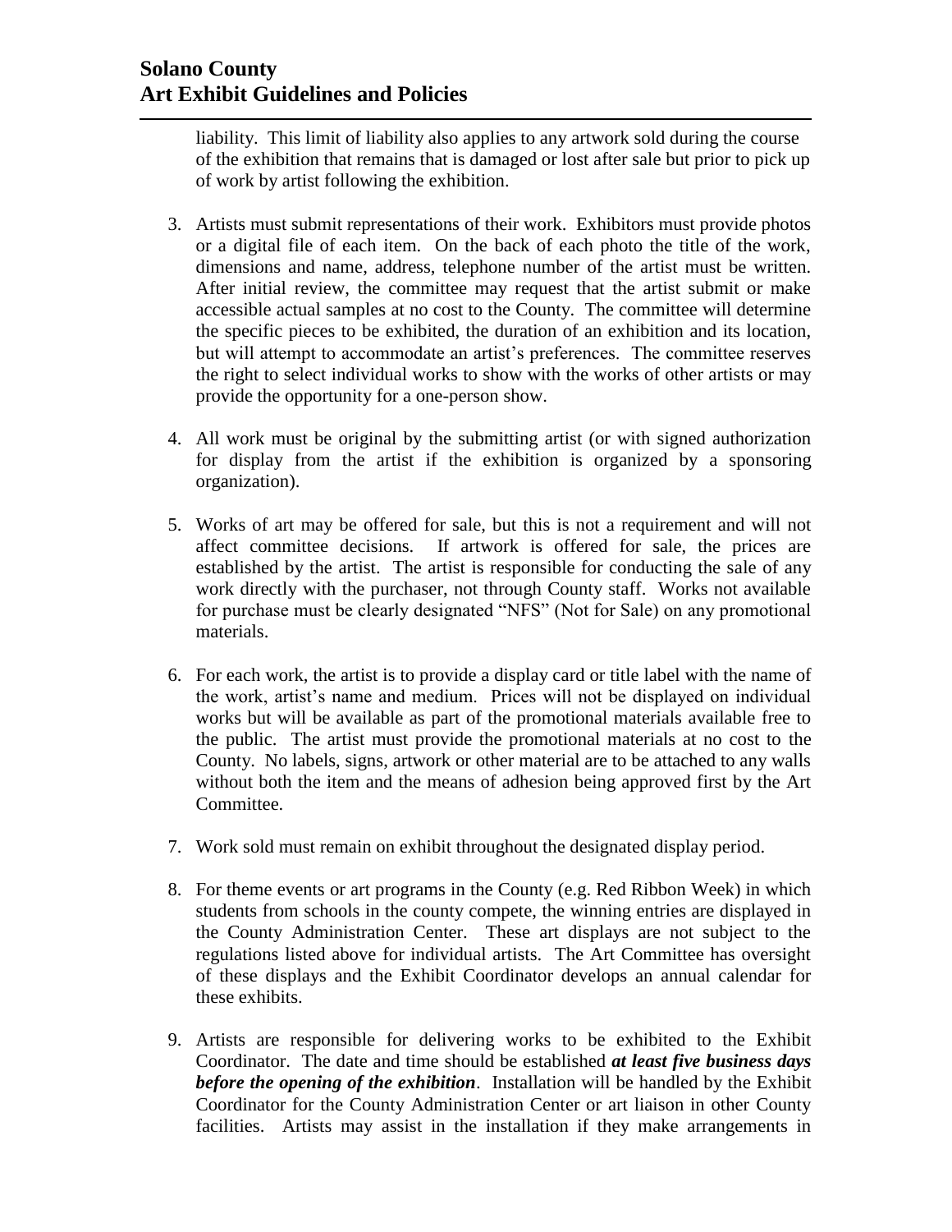liability. This limit of liability also applies to any artwork sold during the course of the exhibition that remains that is damaged or lost after sale but prior to pick up of work by artist following the exhibition.

3. Artists must submit representations of their work. Exhibitors must provide photos or a digital file of each item. On the back of each photo the title of the work, dimensions and name, address, telephone number of the artist must be written. After initial review, the committee may request that the artist submit or make accessible actual samples at no cost to the County. The committee will determine the specific pieces to be exhibited, the duration of an exhibition and its location, but will attempt to accommodate an artist's preferences. The committee reserves the right to select individual works to show with the works of other artists or may provide the opportunity for a one-person show.

4. All work must be original by the submitting artist (or with signed authorization for display from the artist if the exhibition is organized by a sponsoring organization).

5. Works of art may be offered for sale, but this is not a requirement and will not affect committee decisions. If artwork is offered for sale, the prices are established by the artist. The artist is responsible for conducting the sale of any work directly with the purchaser, not through County staff. Works not available for purchase must be clearly designated "NFS" (Not for Sale) on any promotional materials.

6. For each work, the artist is to provide a display card or title label with the name of the work, artist's name and medium. Prices will not be displayed on individual works but will be available as part of the promotional materials available free to the public. The artist must provide the promotional materials at no cost to the County. No labels, signs, artwork or other material are to be attached to any walls without both the item and the means of adhesion being approved first by the Art Committee.

7. Work sold must remain on exhibit throughout the designated display period.

8. For theme events or art programs in the County (e.g. Red Ribbon Week) in which students from schools in the county compete, the winning entries are displayed in the County Administration Center. These art displays are not subject to the regulations listed above for individual artists. The Art Committee has oversight of these displays and the Exhibit Coordinator develops an annual calendar for these exhibits.

9. Artists are responsible for delivering works to be exhibited to the Exhibit Coordinator. The date and time should be established ***at least five business days before the opening of the exhibition***. Installation will be handled by the Exhibit Coordinator for the County Administration Center or art liaison in other County facilities. Artists may assist in the installation if they make arrangements in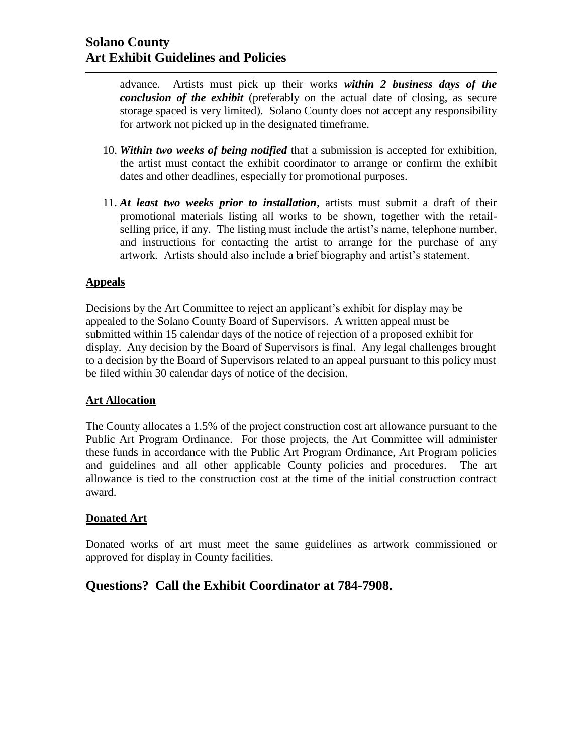advance. Artists must pick up their works ***within 2 business days of the conclusion of the exhibit*** (preferably on the actual date of closing, as secure storage spaced is very limited). Solano County does not accept any responsibility for artwork not picked up in the designated timeframe.

10. ***Within two weeks of being notified*** that a submission is accepted for exhibition, the artist must contact the exhibit coordinator to arrange or confirm the exhibit dates and other deadlines, especially for promotional purposes.

11. ***At least two weeks prior to installation***, artists must submit a draft of their promotional materials listing all works to be shown, together with the retail-selling price, if any. The listing must include the artist's name, telephone number, and instructions for contacting the artist to arrange for the purchase of any artwork. Artists should also include a brief biography and artist's statement.

**Appeals**

Decisions by the Art Committee to reject an applicant's exhibit for display may be appealed to the Solano County Board of Supervisors. A written appeal must be submitted within 15 calendar days of the notice of rejection of a proposed exhibit for display. Any decision by the Board of Supervisors is final. Any legal challenges brought to a decision by the Board of Supervisors related to an appeal pursuant to this policy must be filed within 30 calendar days of notice of the decision.

**Art Allocation**

The County allocates a 1.5% of the project construction cost art allowance pursuant to the Public Art Program Ordinance. For those projects, the Art Committee will administer these funds in accordance with the Public Art Program Ordinance, Art Program policies and guidelines and all other applicable County policies and procedures. The art allowance is tied to the construction cost at the time of the initial construction contract award.

**Donated Art**

Donated works of art must meet the same guidelines as artwork commissioned or approved for display in County facilities.

## Questions? Call the Exhibit Coordinator at 784-7908.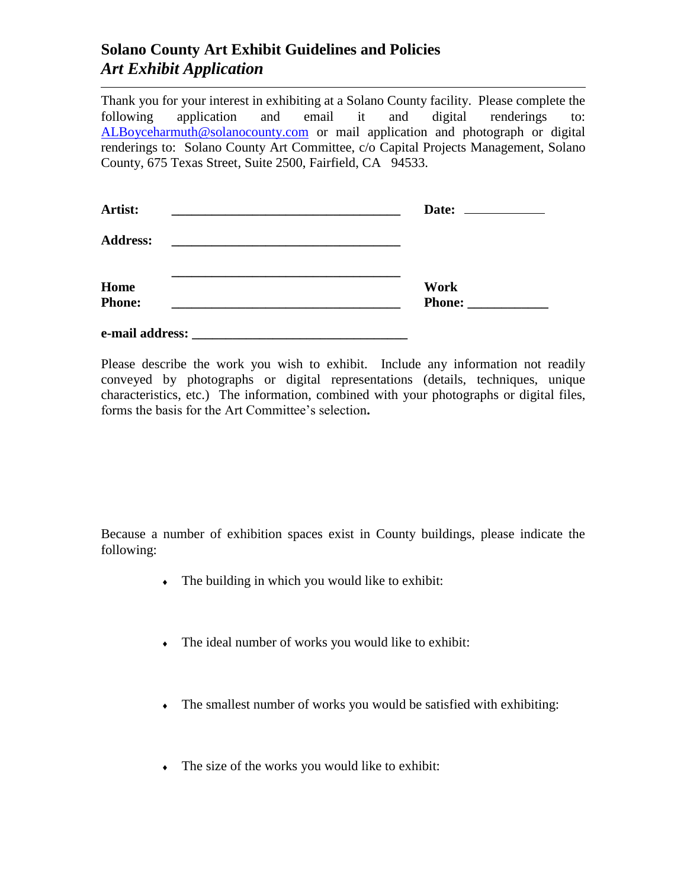## Solano County Art Exhibit Guidelines and Policies

### *Art Exhibit Application*

---

Thank you for your interest in exhibiting at a Solano County facility. Please complete the following application and email it and digital renderings to: ALBoyceharmuth@solanocounty.com or mail application and photograph or digital renderings to: Solano County Art Committee, c/o Capital Projects Management, Solano County, 675 Texas Street, Suite 2500, Fairfield, CA 94533.

**Artist:** ___________________________________ **Date:** ____________

**Address:** ___________________________________

___________________________________

**Home Phone:** ___________________________________ **Work Phone:** ____________

**e-mail address:** ________________________________

Please describe the work you wish to exhibit. Include any information not readily conveyed by photographs or digital representations (details, techniques, unique characteristics, etc.) The information, combined with your photographs or digital files, forms the basis for the Art Committee's selection.

Because a number of exhibition spaces exist in County buildings, please indicate the following:

- The building in which you would like to exhibit:
- The ideal number of works you would like to exhibit:
- The smallest number of works you would be satisfied with exhibiting:
- The size of the works you would like to exhibit: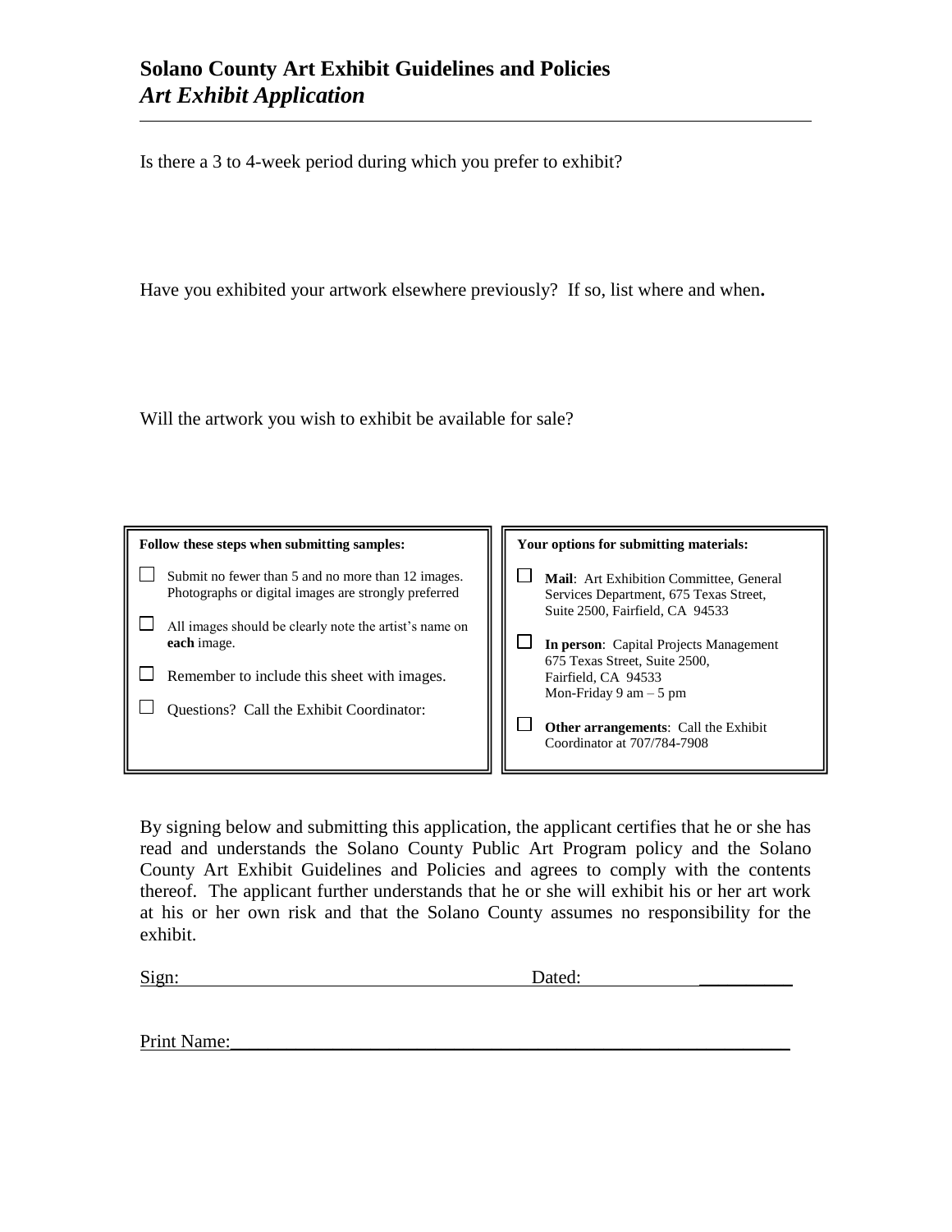## Solano County Art Exhibit Guidelines and Policies
### *Art Exhibit Application*

---

Is there a 3 to 4-week period during which you prefer to exhibit?

Have you exhibited your artwork elsewhere previously? If so, list where and when**.**

Will the artwork you wish to exhibit be available for sale?

**Follow these steps when submitting samples:**

- ☐ Submit no fewer than 5 and no more than 12 images. Photographs or digital images are strongly preferred
- ☐ All images should be clearly note the artist's name on **each** image.
- ☐ Remember to include this sheet with images.
- ☐ Questions? Call the Exhibit Coordinator:

**Your options for submitting materials:**

- ☐ **Mail**: Art Exhibition Committee, General Services Department, 675 Texas Street, Suite 2500, Fairfield, CA 94533
- ☐ **In person**: Capital Projects Management 675 Texas Street, Suite 2500, Fairfield, CA 94533 Mon-Friday 9 am – 5 pm
- ☐ **Other arrangements**: Call the Exhibit Coordinator at 707/784-7908

By signing below and submitting this application, the applicant certifies that he or she has read and understands the Solano County Public Art Program policy and the Solano County Art Exhibit Guidelines and Policies and agrees to comply with the contents thereof. The applicant further understands that he or she will exhibit his or her art work at his or her own risk and that the Solano County assumes no responsibility for the exhibit.

Sign: ____________________________________ Dated: ______________

Print Name: ____________________________________________________________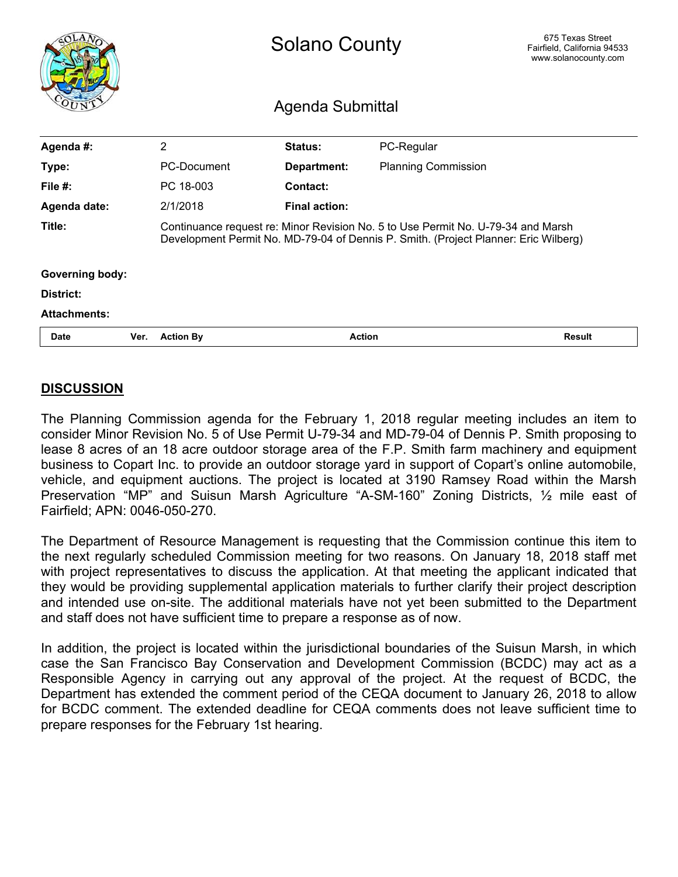# Solano County

675 Texas Street
Fairfield, California 94533
www.solanocounty.com

## Agenda Submittal

| | | | |
|---|---|---|---|
| **Agenda #:** | 2 | **Status:** | PC-Regular |
| **Type:** | PC-Document | **Department:** | Planning Commission |
| **File #:** | PC 18-003 | **Contact:** | |
| **Agenda date:** | 2/1/2018 | **Final action:** | |
| **Title:** | Continuance request re: Minor Revision No. 5 to Use Permit No. U-79-34 and Marsh Development Permit No. MD-79-04 of Dennis P. Smith. (Project Planner: Eric Wilberg) | | |
| **Governing body:** | | | |
| **District:** | | | |
| **Attachments:** | | | |

| Date | Ver. | Action By | Action | Result |
|---|---|---|---|---|

## DISCUSSION

The Planning Commission agenda for the February 1, 2018 regular meeting includes an item to consider Minor Revision No. 5 of Use Permit U-79-34 and MD-79-04 of Dennis P. Smith proposing to lease 8 acres of an 18 acre outdoor storage area of the F.P. Smith farm machinery and equipment business to Copart Inc. to provide an outdoor storage yard in support of Copart's online automobile, vehicle, and equipment auctions. The project is located at 3190 Ramsey Road within the Marsh Preservation "MP" and Suisun Marsh Agriculture "A-SM-160" Zoning Districts, ½ mile east of Fairfield; APN: 0046-050-270.

The Department of Resource Management is requesting that the Commission continue this item to the next regularly scheduled Commission meeting for two reasons. On January 18, 2018 staff met with project representatives to discuss the application. At that meeting the applicant indicated that they would be providing supplemental application materials to further clarify their project description and intended use on-site. The additional materials have not yet been submitted to the Department and staff does not have sufficient time to prepare a response as of now.

In addition, the project is located within the jurisdictional boundaries of the Suisun Marsh, in which case the San Francisco Bay Conservation and Development Commission (BCDC) may act as a Responsible Agency in carrying out any approval of the project. At the request of BCDC, the Department has extended the comment period of the CEQA document to January 26, 2018 to allow for BCDC comment. The extended deadline for CEQA comments does not leave sufficient time to prepare responses for the February 1st hearing.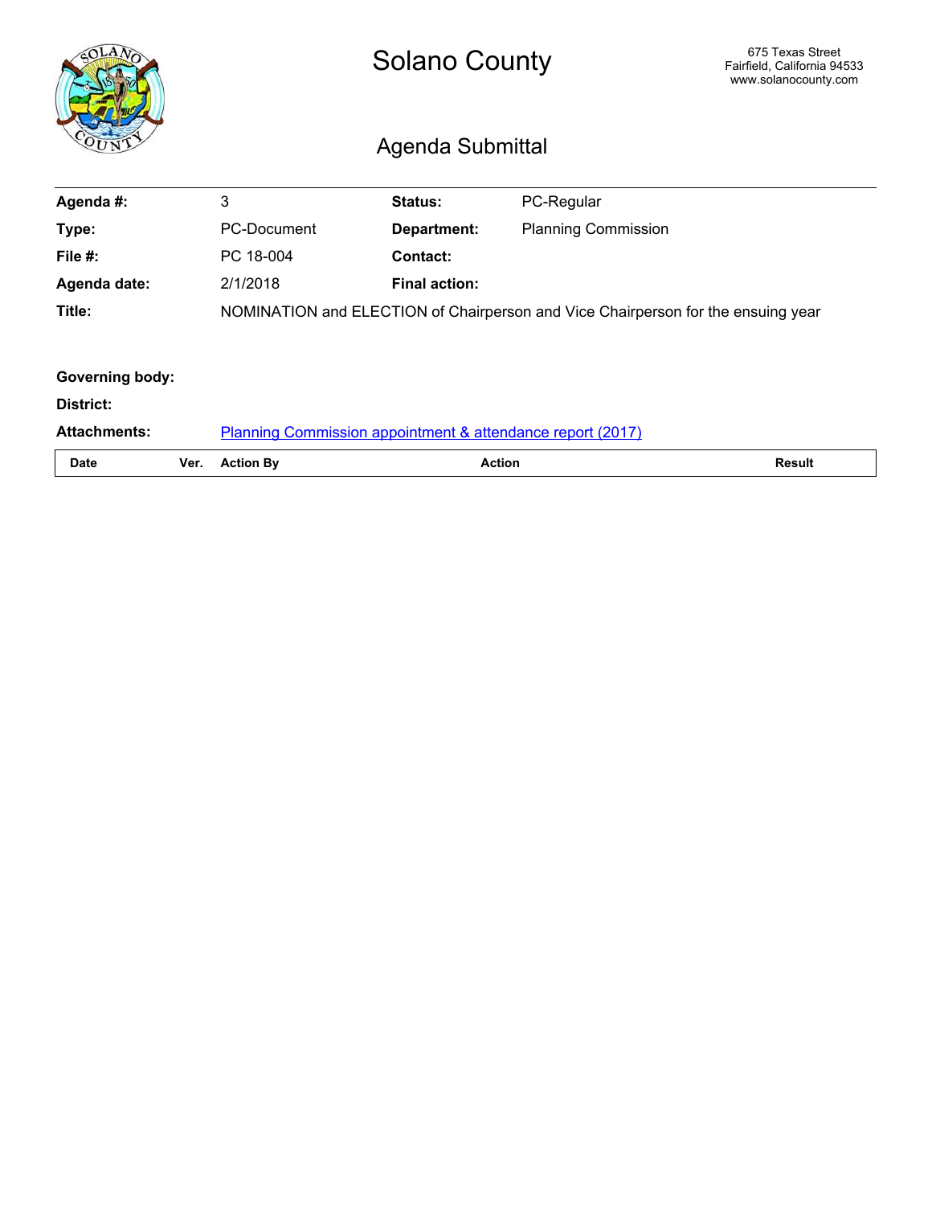# Solano County

675 Texas Street
Fairfield, California 94533
www.solanocounty.com

## Agenda Submittal

| | | | |
|---|---|---|---|
| **Agenda #:** | 3 | **Status:** | PC-Regular |
| **Type:** | PC-Document | **Department:** | Planning Commission |
| **File #:** | PC 18-004 | **Contact:** | |
| **Agenda date:** | 2/1/2018 | **Final action:** | |
| **Title:** | NOMINATION and ELECTION of Chairperson and Vice Chairperson for the ensuing year | | |

**Governing body:**

**District:**

**Attachments:** Planning Commission appointment & attendance report (2017)

| Date | Ver. | Action By | Action | Result |
|---|---|---|---|---|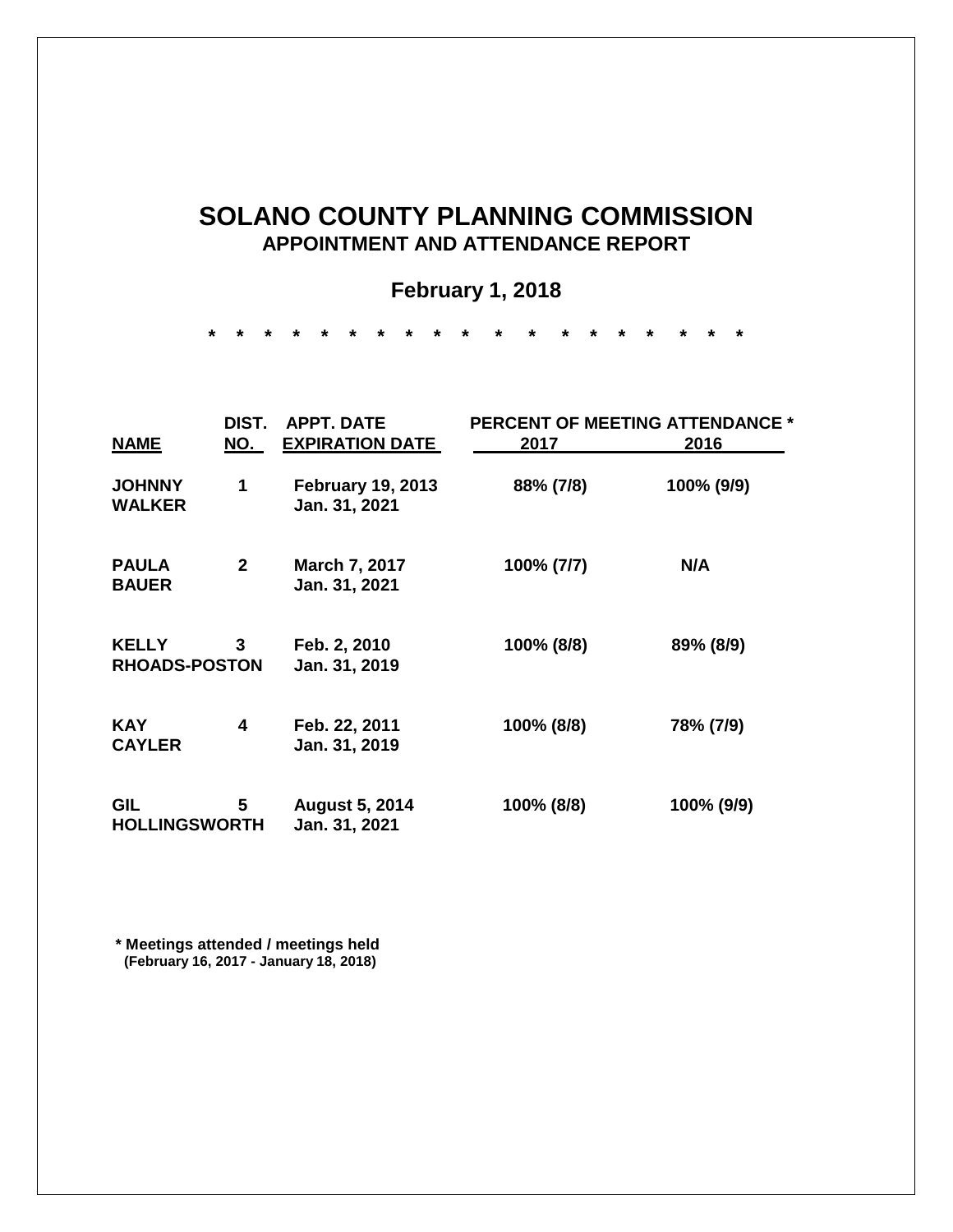# SOLANO COUNTY PLANNING COMMISSION

## APPOINTMENT AND ATTENDANCE REPORT

### February 1, 2018

\* \* \* \* \* \* \* \* \* \* \* \* \* \* \* \* \* \* \* \*

| NAME | DIST. NO. | APPT. DATE EXPIRATION DATE | PERCENT OF MEETING ATTENDANCE * 2017 | 2016 |
|---|---|---|---|---|
| JOHNNY WALKER | 1 | February 19, 2013 Jan. 31, 2021 | 88% (7/8) | 100% (9/9) |
| PAULA BAUER | 2 | March 7, 2017 Jan. 31, 2021 | 100% (7/7) | N/A |
| KELLY RHOADS-POSTON | 3 | Feb. 2, 2010 Jan. 31, 2019 | 100% (8/8) | 89% (8/9) |
| KAY CAYLER | 4 | Feb. 22, 2011 Jan. 31, 2019 | 100% (8/8) | 78% (7/9) |
| GIL HOLLINGSWORTH | 5 | August 5, 2014 Jan. 31, 2021 | 100% (8/8) | 100% (9/9) |

\* Meetings attended / meetings held
(February 16, 2017 - January 18, 2018)